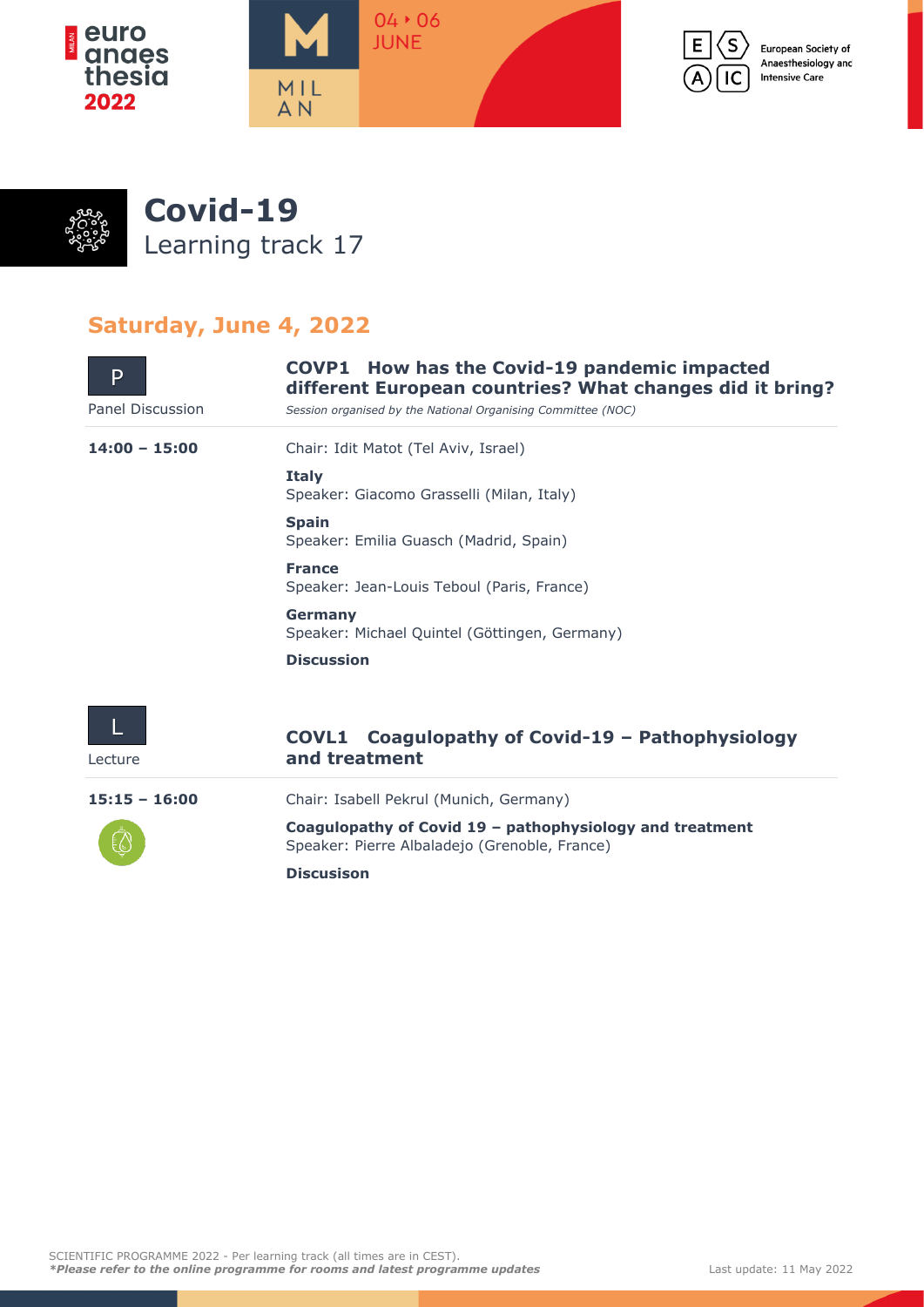# Covid-19

Learning track 17

## Saturday, June 4, 2022

**P**
Panel Discussion

### COVP1 How has the Covid-19 pandemic impacted different European countries? What changes did it bring?

*Session organised by the National Organising Committee (NOC)*

**14:00 – 15:00**

Chair: Idit Matot (Tel Aviv, Israel)

**Italy**
Speaker: Giacomo Grasselli (Milan, Italy)

**Spain**
Speaker: Emilia Guasch (Madrid, Spain)

**France**
Speaker: Jean-Louis Teboul (Paris, France)

**Germany**
Speaker: Michael Quintel (Göttingen, Germany)

**Discussion**

**L**
Lecture

### COVL1 Coagulopathy of Covid-19 – Pathophysiology and treatment

**15:15 – 16:00**

Chair: Isabell Pekrul (Munich, Germany)

**Coagulopathy of Covid 19 – pathophysiology and treatment**
Speaker: Pierre Albaladejo (Grenoble, France)

**Discusison**

SCIENTIFIC PROGRAMME 2022 - Per learning track (all times are in CEST).
***Please refer to the online programme for rooms and latest programme updates***

Last update: 11 May 2022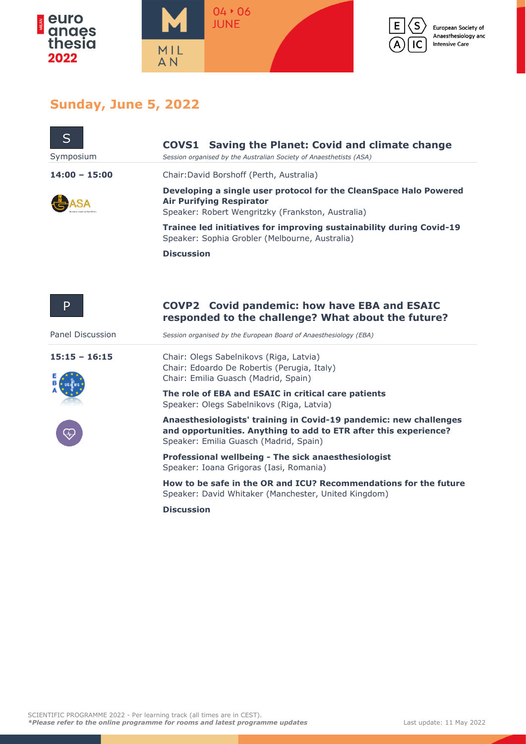## Sunday, June 5, 2022

S

Symposium

### COVS1 Saving the Planet: Covid and climate change

*Session organised by the Australian Society of Anaesthetists (ASA)*

**14:00 – 15:00**

Chair: David Borshoff (Perth, Australia)

**Developing a single user protocol for the CleanSpace Halo Powered Air Purifying Respirator**
Speaker: Robert Wengritzky (Frankston, Australia)

**Trainee led initiatives for improving sustainability during Covid-19**
Speaker: Sophia Grobler (Melbourne, Australia)

**Discussion**

P

Panel Discussion

### COVP2 Covid pandemic: how have EBA and ESAIC responded to the challenge? What about the future?

*Session organised by the European Board of Anaesthesiology (EBA)*

**15:15 – 16:15**

Chair: Olegs Sabelnikovs (Riga, Latvia)
Chair: Edoardo De Robertis (Perugia, Italy)
Chair: Emilia Guasch (Madrid, Spain)

**The role of EBA and ESAIC in critical care patients**
Speaker: Olegs Sabelnikovs (Riga, Latvia)

**Anaesthesiologists' training in Covid-19 pandemic: new challenges and opportunities. Anything to add to ETR after this experience?**
Speaker: Emilia Guasch (Madrid, Spain)

**Professional wellbeing - The sick anaesthesiologist**
Speaker: Ioana Grigoras (Iasi, Romania)

**How to be safe in the OR and ICU? Recommendations for the future**
Speaker: David Whitaker (Manchester, United Kingdom)

**Discussion**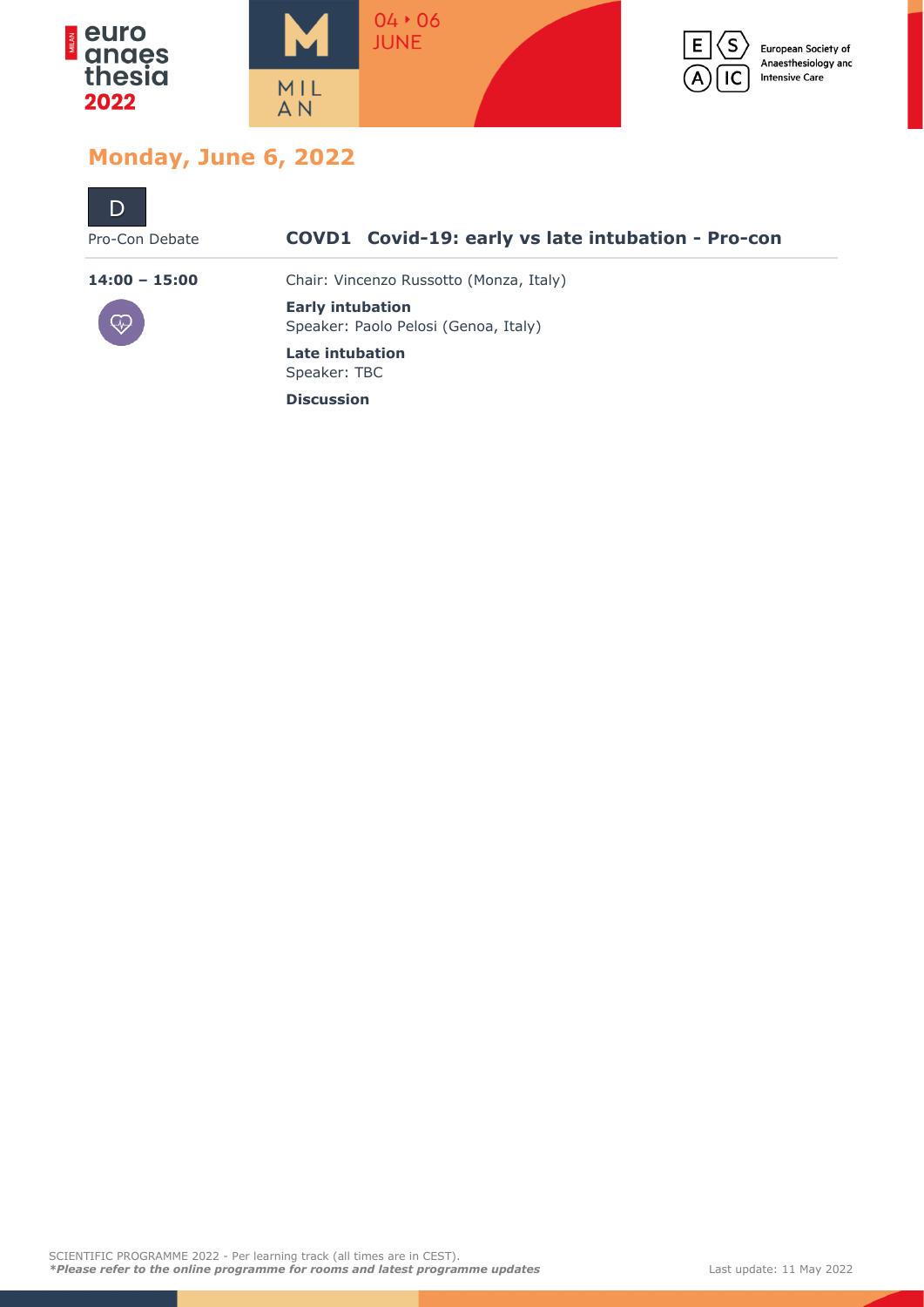## Monday, June 6, 2022

D

Pro-Con Debate

### COVD1 Covid-19: early vs late intubation - Pro-con

**14:00 – 15:00**

Chair: Vincenzo Russotto (Monza, Italy)

**Early intubation**
Speaker: Paolo Pelosi (Genoa, Italy)

**Late intubation**
Speaker: TBC

**Discussion**

SCIENTIFIC PROGRAMME 2022 - Per learning track (all times are in CEST).
***Please refer to the online programme for rooms and latest programme updates***

Last update: 11 May 2022